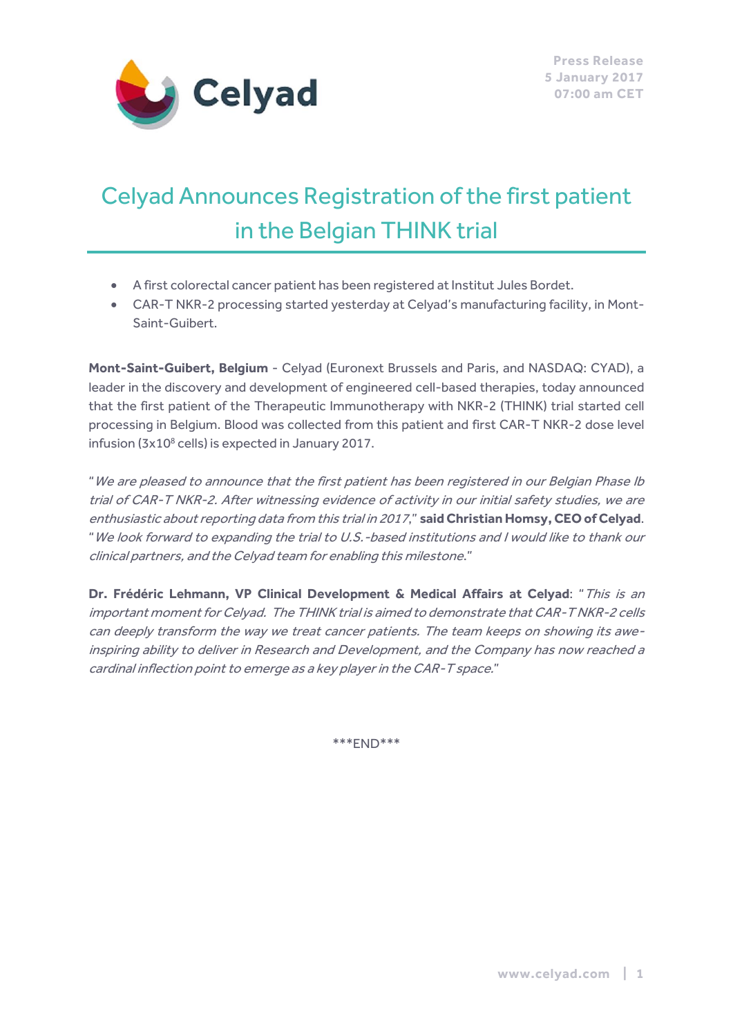Press Release
5 January 2017
07:00 am CET

# Celyad Announces Registration of the first patient in the Belgian THINK trial

- A first colorectal cancer patient has been registered at Institut Jules Bordet.
- CAR-T NKR-2 processing started yesterday at Celyad's manufacturing facility, in Mont-Saint-Guibert.

**Mont-Saint-Guibert, Belgium** - Celyad (Euronext Brussels and Paris, and NASDAQ: CYAD), a leader in the discovery and development of engineered cell-based therapies, today announced that the first patient of the Therapeutic Immunotherapy with NKR-2 (THINK) trial started cell processing in Belgium. Blood was collected from this patient and first CAR-T NKR-2 dose level infusion ($3x10^8$ cells) is expected in January 2017.

"*We are pleased to announce that the first patient has been registered in our Belgian Phase Ib trial of CAR-T NKR-2. After witnessing evidence of activity in our initial safety studies, we are enthusiastic about reporting data from this trial in 2017*," **said Christian Homsy, CEO of Celyad**. "*We look forward to expanding the trial to U.S.-based institutions and I would like to thank our clinical partners, and the Celyad team for enabling this milestone*."

**Dr. Frédéric Lehmann, VP Clinical Development & Medical Affairs at Celyad**: "*This is an important moment for Celyad. The THINK trial is aimed to demonstrate that CAR-T NKR-2 cells can deeply transform the way we treat cancer patients. The team keeps on showing its awe-inspiring ability to deliver in Research and Development, and the Company has now reached a cardinal inflection point to emerge as a key player in the CAR-T space.*"

***END***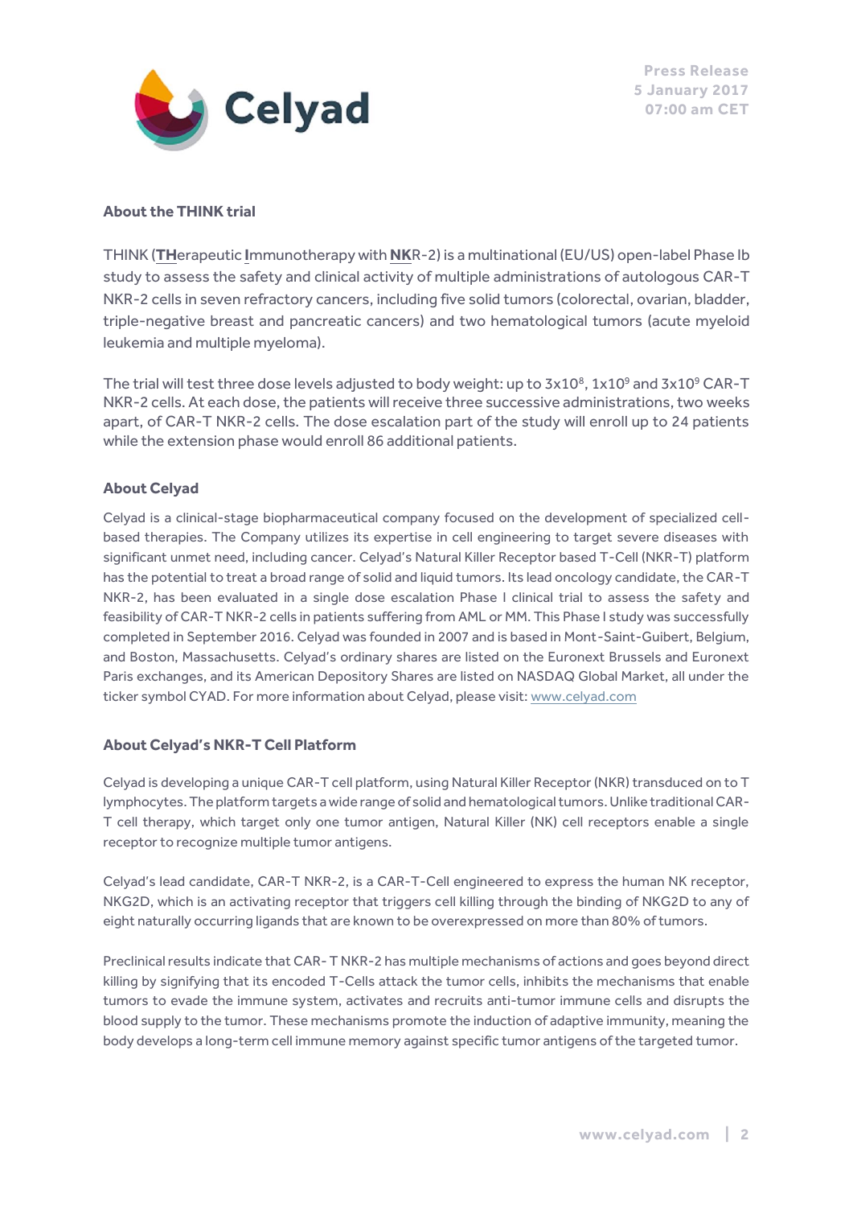### About the THINK trial

THINK (**TH**erapeutic **I**mmunotherapy with **NK**R-2) is a multinational (EU/US) open-label Phase Ib study to assess the safety and clinical activity of multiple administrations of autologous CAR-T NKR-2 cells in seven refractory cancers, including five solid tumors (colorectal, ovarian, bladder, triple-negative breast and pancreatic cancers) and two hematological tumors (acute myeloid leukemia and multiple myeloma).

The trial will test three dose levels adjusted to body weight: up to $3x10^8$, $1x10^9$ and $3x10^9$ CAR-T NKR-2 cells. At each dose, the patients will receive three successive administrations, two weeks apart, of CAR-T NKR-2 cells. The dose escalation part of the study will enroll up to 24 patients while the extension phase would enroll 86 additional patients.

### About Celyad

Celyad is a clinical-stage biopharmaceutical company focused on the development of specialized cell-based therapies. The Company utilizes its expertise in cell engineering to target severe diseases with significant unmet need, including cancer. Celyad's Natural Killer Receptor based T-Cell (NKR-T) platform has the potential to treat a broad range of solid and liquid tumors. Its lead oncology candidate, the CAR-T NKR-2, has been evaluated in a single dose escalation Phase I clinical trial to assess the safety and feasibility of CAR-T NKR-2 cells in patients suffering from AML or MM. This Phase I study was successfully completed in September 2016. Celyad was founded in 2007 and is based in Mont-Saint-Guibert, Belgium, and Boston, Massachusetts. Celyad's ordinary shares are listed on the Euronext Brussels and Euronext Paris exchanges, and its American Depository Shares are listed on NASDAQ Global Market, all under the ticker symbol CYAD. For more information about Celyad, please visit: www.celyad.com

### About Celyad's NKR-T Cell Platform

Celyad is developing a unique CAR-T cell platform, using Natural Killer Receptor (NKR) transduced on to T lymphocytes. The platform targets a wide range of solid and hematological tumors. Unlike traditional CAR-T cell therapy, which target only one tumor antigen, Natural Killer (NK) cell receptors enable a single receptor to recognize multiple tumor antigens.

Celyad's lead candidate, CAR-T NKR-2, is a CAR-T-Cell engineered to express the human NK receptor, NKG2D, which is an activating receptor that triggers cell killing through the binding of NKG2D to any of eight naturally occurring ligands that are known to be overexpressed on more than 80% of tumors.

Preclinical results indicate that CAR- T NKR-2 has multiple mechanisms of actions and goes beyond direct killing by signifying that its encoded T-Cells attack the tumor cells, inhibits the mechanisms that enable tumors to evade the immune system, activates and recruits anti-tumor immune cells and disrupts the blood supply to the tumor. These mechanisms promote the induction of adaptive immunity, meaning the body develops a long-term cell immune memory against specific tumor antigens of the targeted tumor.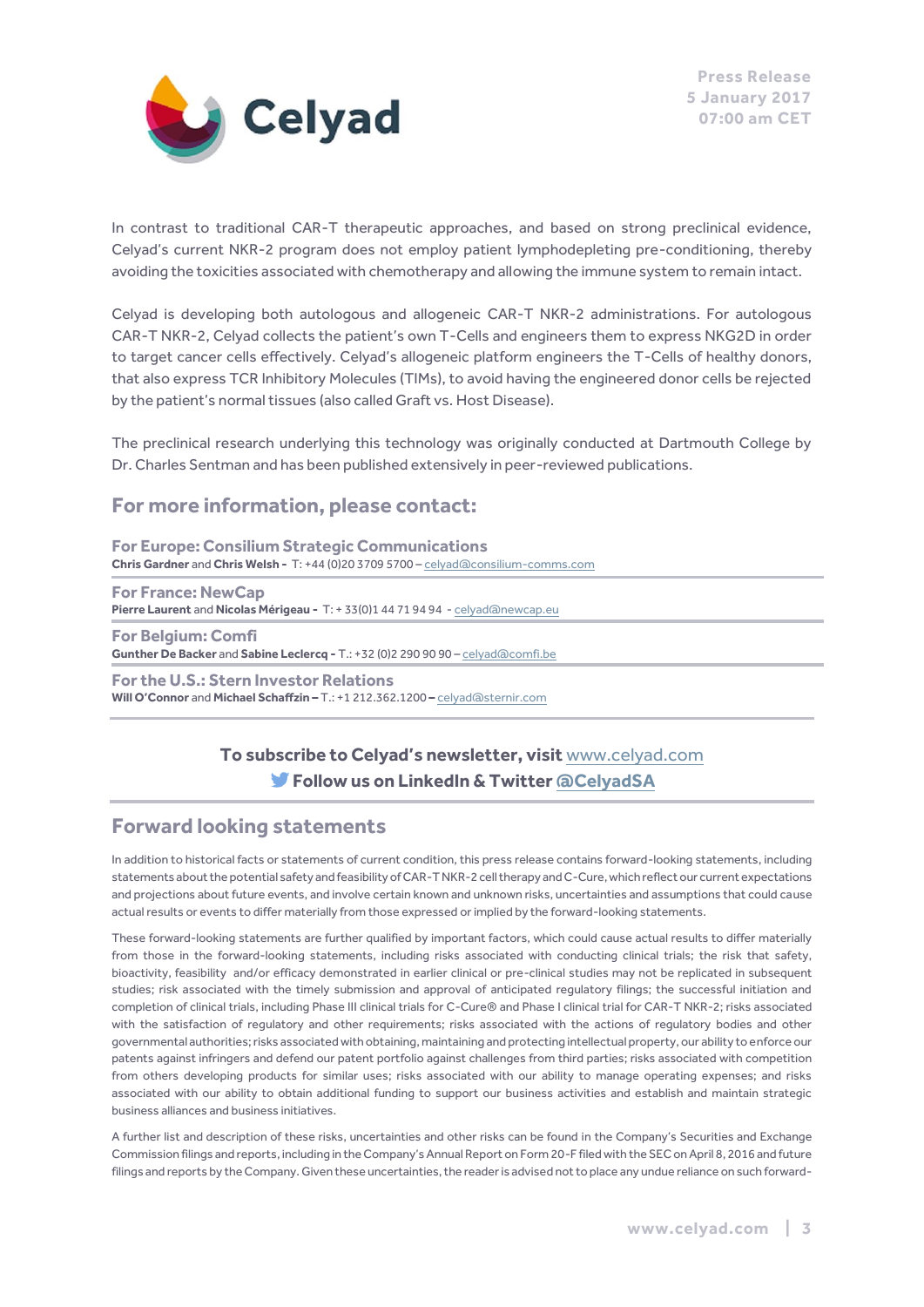In contrast to traditional CAR-T therapeutic approaches, and based on strong preclinical evidence, Celyad's current NKR-2 program does not employ patient lymphodepleting pre-conditioning, thereby avoiding the toxicities associated with chemotherapy and allowing the immune system to remain intact.

Celyad is developing both autologous and allogeneic CAR-T NKR-2 administrations. For autologous CAR-T NKR-2, Celyad collects the patient's own T-Cells and engineers them to express NKG2D in order to target cancer cells effectively. Celyad's allogeneic platform engineers the T-Cells of healthy donors, that also express TCR Inhibitory Molecules (TIMs), to avoid having the engineered donor cells be rejected by the patient's normal tissues (also called Graft vs. Host Disease).

The preclinical research underlying this technology was originally conducted at Dartmouth College by Dr. Charles Sentman and has been published extensively in peer-reviewed publications.

## For more information, please contact:

**For Europe: Consilium Strategic Communications**
**Chris Gardner** and **Chris Welsh -** T: +44 (0)20 3709 5700 – celyad@consilium-comms.com

**For France: NewCap**
**Pierre Laurent** and **Nicolas Mérigeau -** T: + 33(0)1 44 71 94 94 - celyad@newcap.eu

**For Belgium: Comfi**
**Gunther De Backer** and **Sabine Leclercq -** T.: +32 (0)2 290 90 90 – celyad@comfi.be

**For the U.S.: Stern Investor Relations**
**Will O'Connor** and **Michael Schaffzin –** T.: +1 212.362.1200 – celyad@sternir.com

**To subscribe to Celyad's newsletter, visit** www.celyad.com
**Follow us on LinkedIn & Twitter @CelyadSA**

## Forward looking statements

In addition to historical facts or statements of current condition, this press release contains forward-looking statements, including statements about the potential safety and feasibility of CAR-T NKR-2 cell therapy and C-Cure, which reflect our current expectations and projections about future events, and involve certain known and unknown risks, uncertainties and assumptions that could cause actual results or events to differ materially from those expressed or implied by the forward-looking statements.

These forward-looking statements are further qualified by important factors, which could cause actual results to differ materially from those in the forward-looking statements, including risks associated with conducting clinical trials; the risk that safety, bioactivity, feasibility and/or efficacy demonstrated in earlier clinical or pre-clinical studies may not be replicated in subsequent studies; risk associated with the timely submission and approval of anticipated regulatory filings; the successful initiation and completion of clinical trials, including Phase III clinical trials for C-Cure® and Phase I clinical trial for CAR-T NKR-2; risks associated with the satisfaction of regulatory and other requirements; risks associated with the actions of regulatory bodies and other governmental authorities; risks associated with obtaining, maintaining and protecting intellectual property, our ability to enforce our patents against infringers and defend our patent portfolio against challenges from third parties; risks associated with competition from others developing products for similar uses; risks associated with our ability to manage operating expenses; and risks associated with our ability to obtain additional funding to support our business activities and establish and maintain strategic business alliances and business initiatives.

A further list and description of these risks, uncertainties and other risks can be found in the Company's Securities and Exchange Commission filings and reports, including in the Company's Annual Report on Form 20-F filed with the SEC on April 8, 2016 and future filings and reports by the Company. Given these uncertainties, the reader is advised not to place any undue reliance on such forward-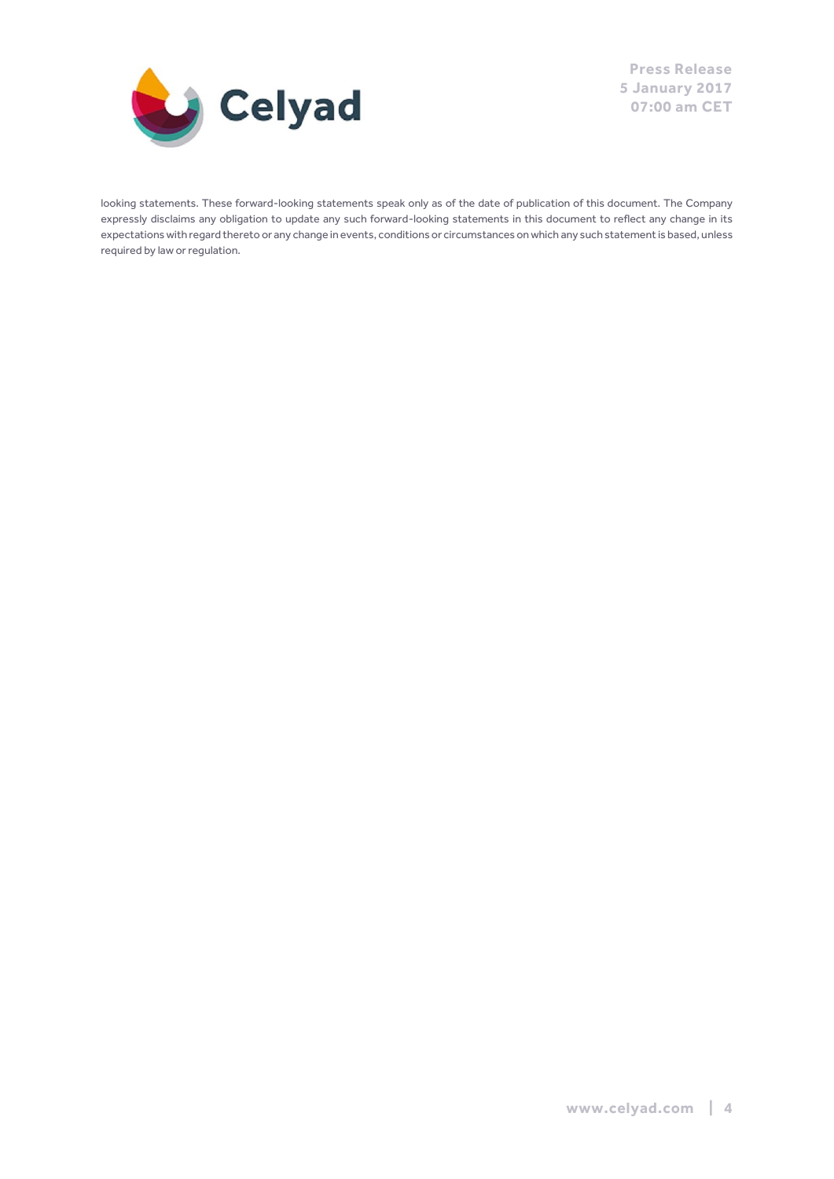looking statements. These forward-looking statements speak only as of the date of publication of this document. The Company expressly disclaims any obligation to update any such forward-looking statements in this document to reflect any change in its expectations with regard thereto or any change in events, conditions or circumstances on which any such statement is based, unless required by law or regulation.